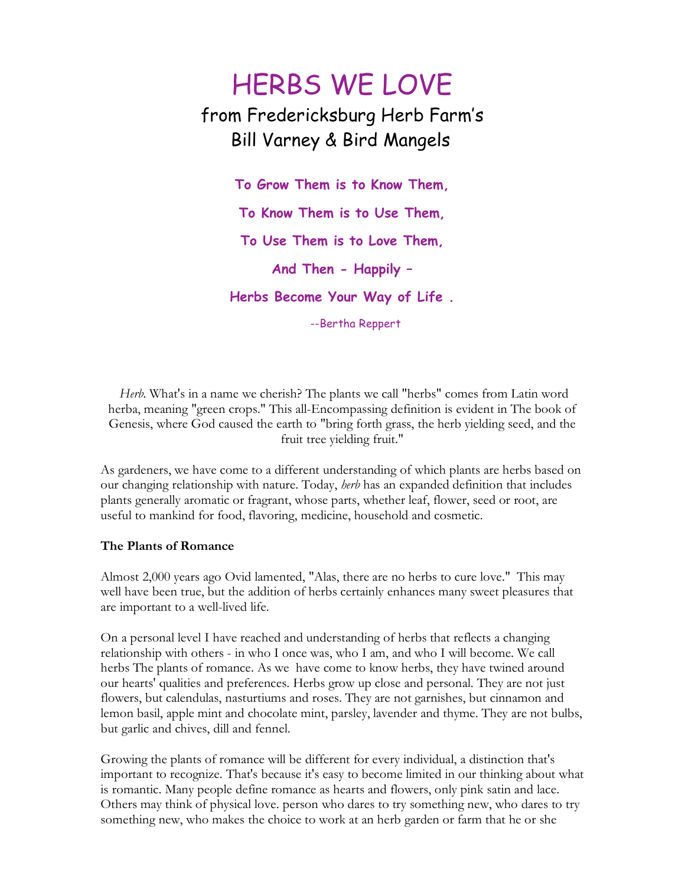# HERBS WE LOVE

## from Fredericksburg Herb Farm's Bill Varney & Bird Mangels

**To Grow Them is to Know Them,**

**To Know Them is to Use Them,**

**To Use Them is to Love Them,**

**And Then - Happily –**

**Herbs Become Your Way of Life .**

--Bertha Reppert

*Herb*. What's in a name we cherish? The plants we call "herbs" comes from Latin word herba, meaning "green crops." This all-Encompassing definition is evident in The book of Genesis, where God caused the earth to "bring forth grass, the herb yielding seed, and the fruit tree yielding fruit."

As gardeners, we have come to a different understanding of which plants are herbs based on our changing relationship with nature. Today, *herb* has an expanded definition that includes plants generally aromatic or fragrant, whose parts, whether leaf, flower, seed or root, are useful to mankind for food, flavoring, medicine, household and cosmetic.

**The Plants of Romance**

Almost 2,000 years ago Ovid lamented, "Alas, there are no herbs to cure love." This may well have been true, but the addition of herbs certainly enhances many sweet pleasures that are important to a well-lived life.

On a personal level I have reached and understanding of herbs that reflects a changing relationship with others - in who I once was, who I am, and who I will become. We call herbs The plants of romance. As we have come to know herbs, they have twined around our hearts' qualities and preferences. Herbs grow up close and personal. They are not just flowers, but calendulas, nasturtiums and roses. They are not garnishes, but cinnamon and lemon basil, apple mint and chocolate mint, parsley, lavender and thyme. They are not bulbs, but garlic and chives, dill and fennel.

Growing the plants of romance will be different for every individual, a distinction that's important to recognize. That's because it's easy to become limited in our thinking about what is romantic. Many people define romance as hearts and flowers, only pink satin and lace. Others may think of physical love. person who dares to try something new, who dares to try something new, who makes the choice to work at an herb garden or farm that he or she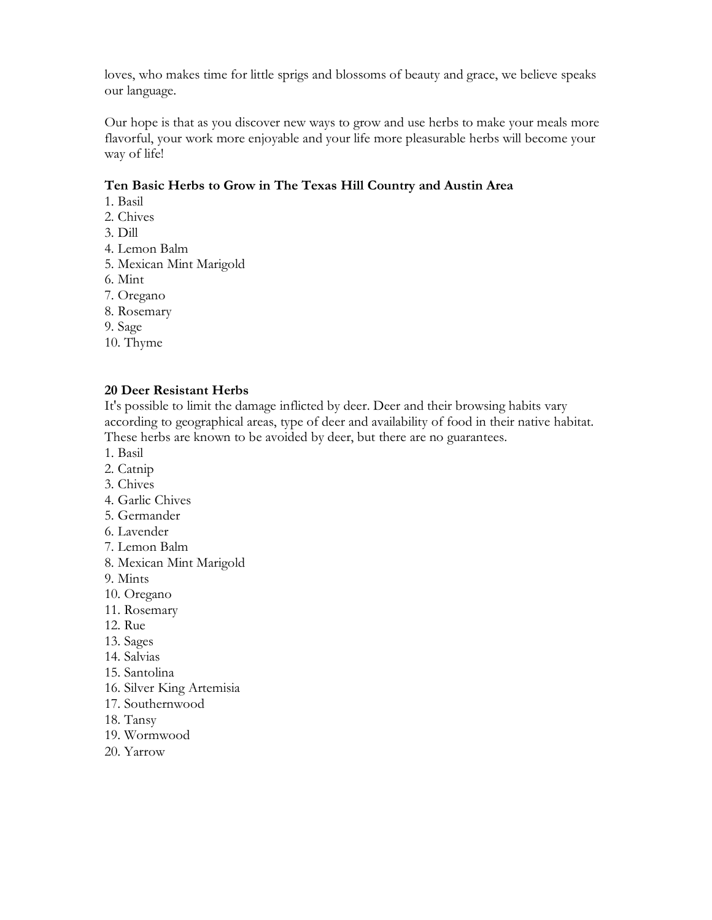loves, who makes time for little sprigs and blossoms of beauty and grace, we believe speaks our language.

Our hope is that as you discover new ways to grow and use herbs to make your meals more flavorful, your work more enjoyable and your life more pleasurable herbs will become your way of life!

**Ten Basic Herbs to Grow in The Texas Hill Country and Austin Area**

1. Basil
2. Chives
3. Dill
4. Lemon Balm
5. Mexican Mint Marigold
6. Mint
7. Oregano
8. Rosemary
9. Sage
10. Thyme

**20 Deer Resistant Herbs**

It's possible to limit the damage inflicted by deer. Deer and their browsing habits vary according to geographical areas, type of deer and availability of food in their native habitat. These herbs are known to be avoided by deer, but there are no guarantees.

1. Basil
2. Catnip
3. Chives
4. Garlic Chives
5. Germander
6. Lavender
7. Lemon Balm
8. Mexican Mint Marigold
9. Mints
10. Oregano
11. Rosemary
12. Rue
13. Sages
14. Salvias
15. Santolina
16. Silver King Artemisia
17. Southernwood
18. Tansy
19. Wormwood
20. Yarrow